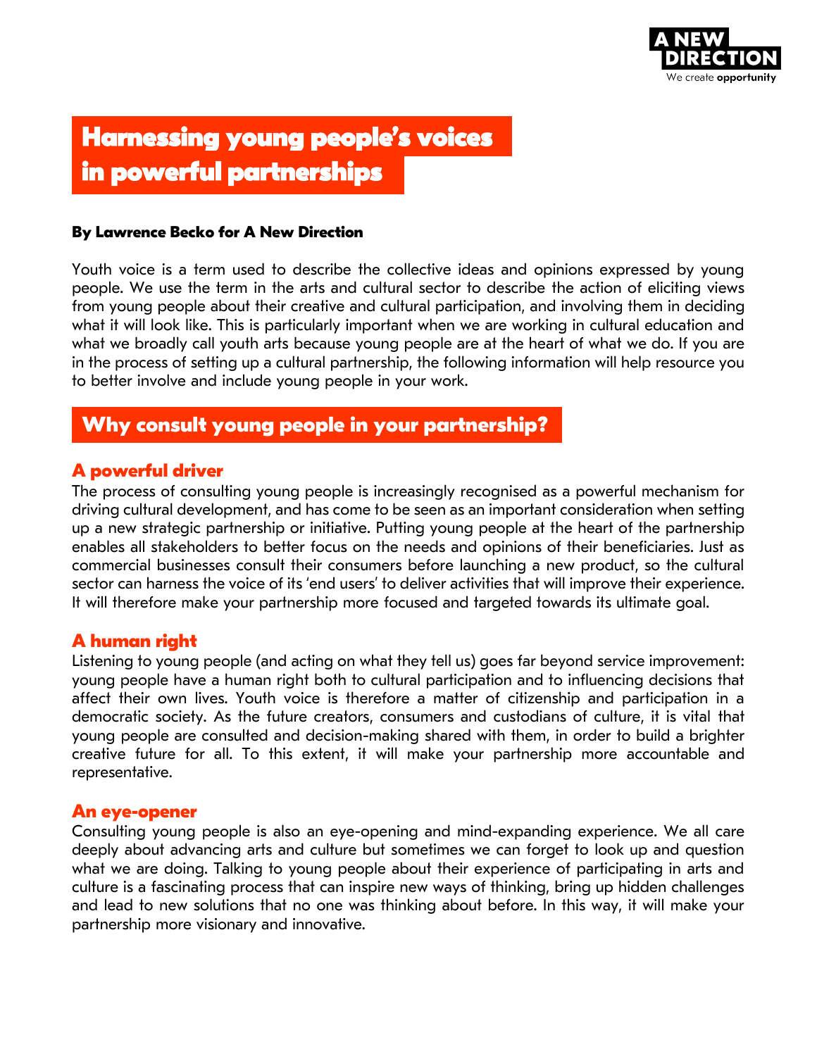# Harnessing young people's voices in powerful partnerships

**By Lawrence Becko for A New Direction**

Youth voice is a term used to describe the collective ideas and opinions expressed by young people. We use the term in the arts and cultural sector to describe the action of eliciting views from young people about their creative and cultural participation, and involving them in deciding what it will look like. This is particularly important when we are working in cultural education and what we broadly call youth arts because young people are at the heart of what we do. If you are in the process of setting up a cultural partnership, the following information will help resource you to better involve and include young people in your work.

## Why consult young people in your partnership?

### A powerful driver

The process of consulting young people is increasingly recognised as a powerful mechanism for driving cultural development, and has come to be seen as an important consideration when setting up a new strategic partnership or initiative. Putting young people at the heart of the partnership enables all stakeholders to better focus on the needs and opinions of their beneficiaries. Just as commercial businesses consult their consumers before launching a new product, so the cultural sector can harness the voice of its 'end users' to deliver activities that will improve their experience. It will therefore make your partnership more focused and targeted towards its ultimate goal.

### A human right

Listening to young people (and acting on what they tell us) goes far beyond service improvement: young people have a human right both to cultural participation and to influencing decisions that affect their own lives. Youth voice is therefore a matter of citizenship and participation in a democratic society. As the future creators, consumers and custodians of culture, it is vital that young people are consulted and decision-making shared with them, in order to build a brighter creative future for all. To this extent, it will make your partnership more accountable and representative.

### An eye-opener

Consulting young people is also an eye-opening and mind-expanding experience. We all care deeply about advancing arts and culture but sometimes we can forget to look up and question what we are doing. Talking to young people about their experience of participating in arts and culture is a fascinating process that can inspire new ways of thinking, bring up hidden challenges and lead to new solutions that no one was thinking about before. In this way, it will make your partnership more visionary and innovative.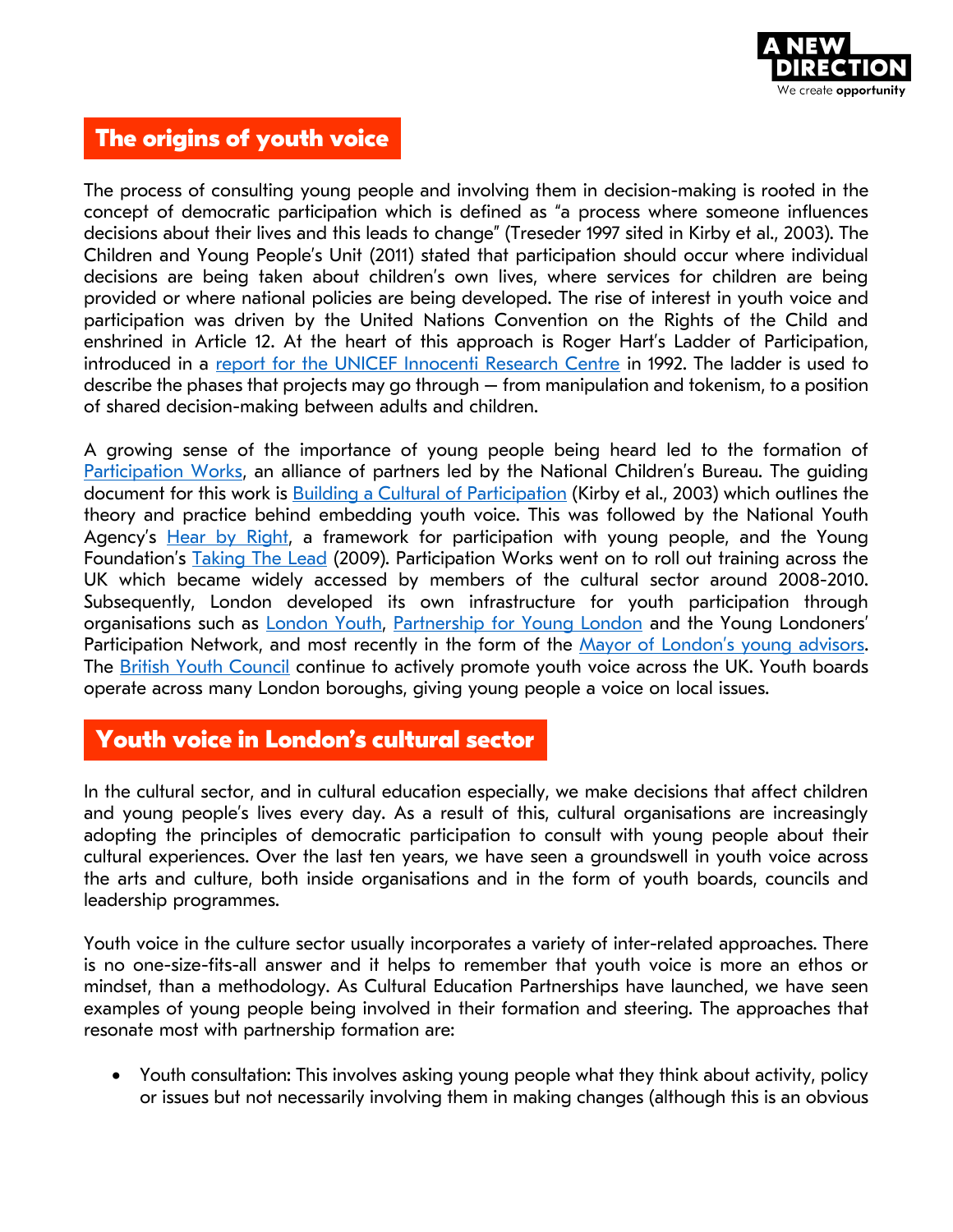## The origins of youth voice

The process of consulting young people and involving them in decision-making is rooted in the concept of democratic participation which is defined as "a process where someone influences decisions about their lives and this leads to change" (Treseder 1997 sited in Kirby et al., 2003). The Children and Young People's Unit (2011) stated that participation should occur where individual decisions are being taken about children's own lives, where services for children are being provided or where national policies are being developed. The rise of interest in youth voice and participation was driven by the United Nations Convention on the Rights of the Child and enshrined in Article 12. At the heart of this approach is Roger Hart's Ladder of Participation, introduced in a report for the UNICEF Innocenti Research Centre in 1992. The ladder is used to describe the phases that projects may go through – from manipulation and tokenism, to a position of shared decision-making between adults and children.

A growing sense of the importance of young people being heard led to the formation of Participation Works, an alliance of partners led by the National Children's Bureau. The guiding document for this work is Building a Cultural of Participation (Kirby et al., 2003) which outlines the theory and practice behind embedding youth voice. This was followed by the National Youth Agency's Hear by Right, a framework for participation with young people, and the Young Foundation's Taking The Lead (2009). Participation Works went on to roll out training across the UK which became widely accessed by members of the cultural sector around 2008-2010. Subsequently, London developed its own infrastructure for youth participation through organisations such as London Youth, Partnership for Young London and the Young Londoners' Participation Network, and most recently in the form of the Mayor of London's young advisors. The British Youth Council continue to actively promote youth voice across the UK. Youth boards operate across many London boroughs, giving young people a voice on local issues.

## Youth voice in London's cultural sector

In the cultural sector, and in cultural education especially, we make decisions that affect children and young people's lives every day. As a result of this, cultural organisations are increasingly adopting the principles of democratic participation to consult with young people about their cultural experiences. Over the last ten years, we have seen a groundswell in youth voice across the arts and culture, both inside organisations and in the form of youth boards, councils and leadership programmes.

Youth voice in the culture sector usually incorporates a variety of inter-related approaches. There is no one-size-fits-all answer and it helps to remember that youth voice is more an ethos or mindset, than a methodology. As Cultural Education Partnerships have launched, we have seen examples of young people being involved in their formation and steering. The approaches that resonate most with partnership formation are:

- Youth consultation: This involves asking young people what they think about activity, policy or issues but not necessarily involving them in making changes (although this is an obvious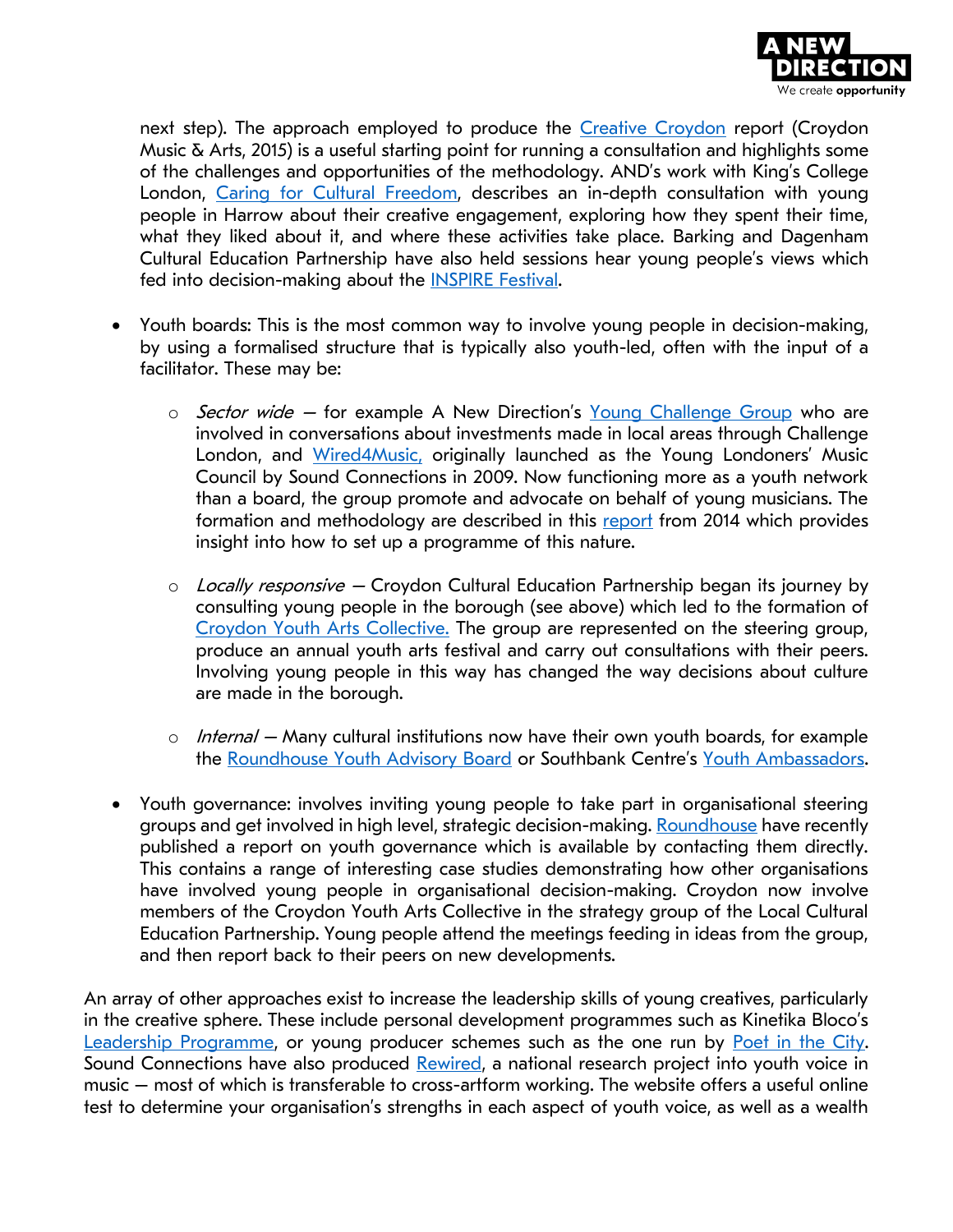next step). The approach employed to produce the Creative Croydon report (Croydon Music & Arts, 2015) is a useful starting point for running a consultation and highlights some of the challenges and opportunities of the methodology. AND's work with King's College London, Caring for Cultural Freedom, describes an in-depth consultation with young people in Harrow about their creative engagement, exploring how they spent their time, what they liked about it, and where these activities take place. Barking and Dagenham Cultural Education Partnership have also held sessions hear young people's views which fed into decision-making about the INSPIRE Festival.

- Youth boards: This is the most common way to involve young people in decision-making, by using a formalised structure that is typically also youth-led, often with the input of a facilitator. These may be:
  - *Sector wide* – for example A New Direction's Young Challenge Group who are involved in conversations about investments made in local areas through Challenge London, and Wired4Music, originally launched as the Young Londoners' Music Council by Sound Connections in 2009. Now functioning more as a youth network than a board, the group promote and advocate on behalf of young musicians. The formation and methodology are described in this report from 2014 which provides insight into how to set up a programme of this nature.
  - *Locally responsive* – Croydon Cultural Education Partnership began its journey by consulting young people in the borough (see above) which led to the formation of Croydon Youth Arts Collective. The group are represented on the steering group, produce an annual youth arts festival and carry out consultations with their peers. Involving young people in this way has changed the way decisions about culture are made in the borough.
  - *Internal* – Many cultural institutions now have their own youth boards, for example the Roundhouse Youth Advisory Board or Southbank Centre's Youth Ambassadors.
- Youth governance: involves inviting young people to take part in organisational steering groups and get involved in high level, strategic decision-making. Roundhouse have recently published a report on youth governance which is available by contacting them directly. This contains a range of interesting case studies demonstrating how other organisations have involved young people in organisational decision-making. Croydon now involve members of the Croydon Youth Arts Collective in the strategy group of the Local Cultural Education Partnership. Young people attend the meetings feeding in ideas from the group, and then report back to their peers on new developments.

An array of other approaches exist to increase the leadership skills of young creatives, particularly in the creative sphere. These include personal development programmes such as Kinetika Bloco's Leadership Programme, or young producer schemes such as the one run by Poet in the City. Sound Connections have also produced Rewired, a national research project into youth voice in music – most of which is transferable to cross-artform working. The website offers a useful online test to determine your organisation's strengths in each aspect of youth voice, as well as a wealth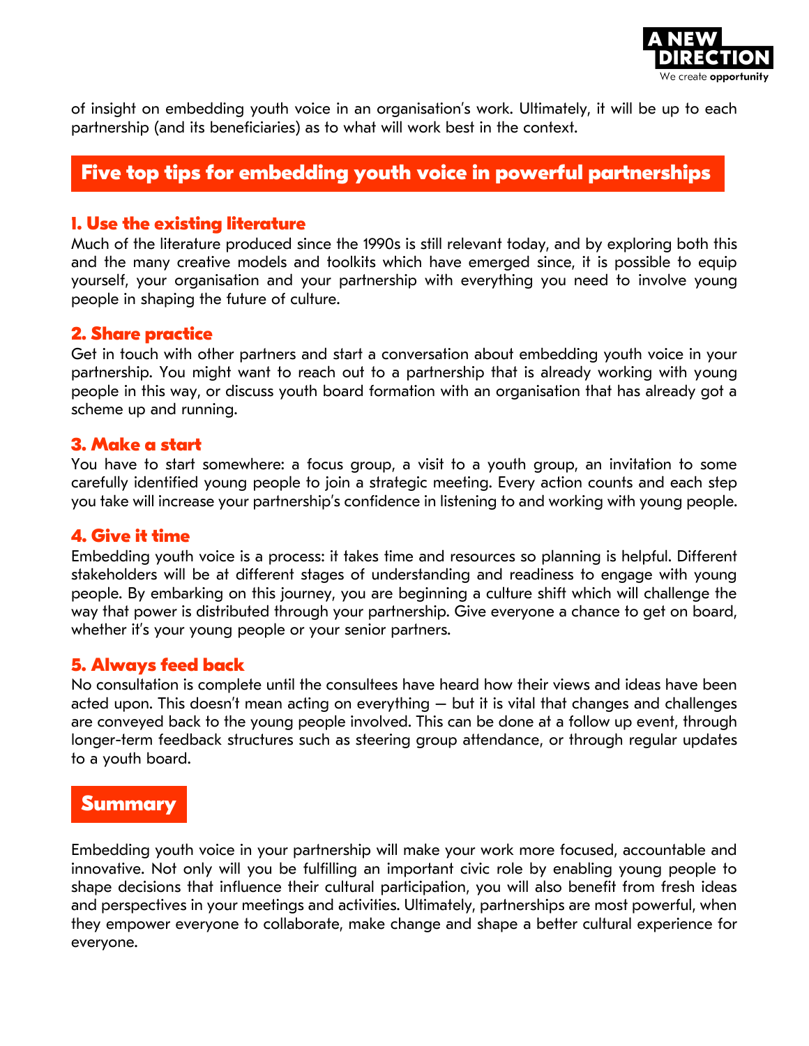of insight on embedding youth voice in an organisation's work. Ultimately, it will be up to each partnership (and its beneficiaries) as to what will work best in the context.

## Five top tips for embedding youth voice in powerful partnerships

### 1. Use the existing literature

Much of the literature produced since the 1990s is still relevant today, and by exploring both this and the many creative models and toolkits which have emerged since, it is possible to equip yourself, your organisation and your partnership with everything you need to involve young people in shaping the future of culture.

### 2. Share practice

Get in touch with other partners and start a conversation about embedding youth voice in your partnership. You might want to reach out to a partnership that is already working with young people in this way, or discuss youth board formation with an organisation that has already got a scheme up and running.

### 3. Make a start

You have to start somewhere: a focus group, a visit to a youth group, an invitation to some carefully identified young people to join a strategic meeting. Every action counts and each step you take will increase your partnership's confidence in listening to and working with young people.

### 4. Give it time

Embedding youth voice is a process: it takes time and resources so planning is helpful. Different stakeholders will be at different stages of understanding and readiness to engage with young people. By embarking on this journey, you are beginning a culture shift which will challenge the way that power is distributed through your partnership. Give everyone a chance to get on board, whether it's your young people or your senior partners.

### 5. Always feed back

No consultation is complete until the consultees have heard how their views and ideas have been acted upon. This doesn't mean acting on everything – but it is vital that changes and challenges are conveyed back to the young people involved. This can be done at a follow up event, through longer-term feedback structures such as steering group attendance, or through regular updates to a youth board.

## Summary

Embedding youth voice in your partnership will make your work more focused, accountable and innovative. Not only will you be fulfilling an important civic role by enabling young people to shape decisions that influence their cultural participation, you will also benefit from fresh ideas and perspectives in your meetings and activities. Ultimately, partnerships are most powerful, when they empower everyone to collaborate, make change and shape a better cultural experience for everyone.